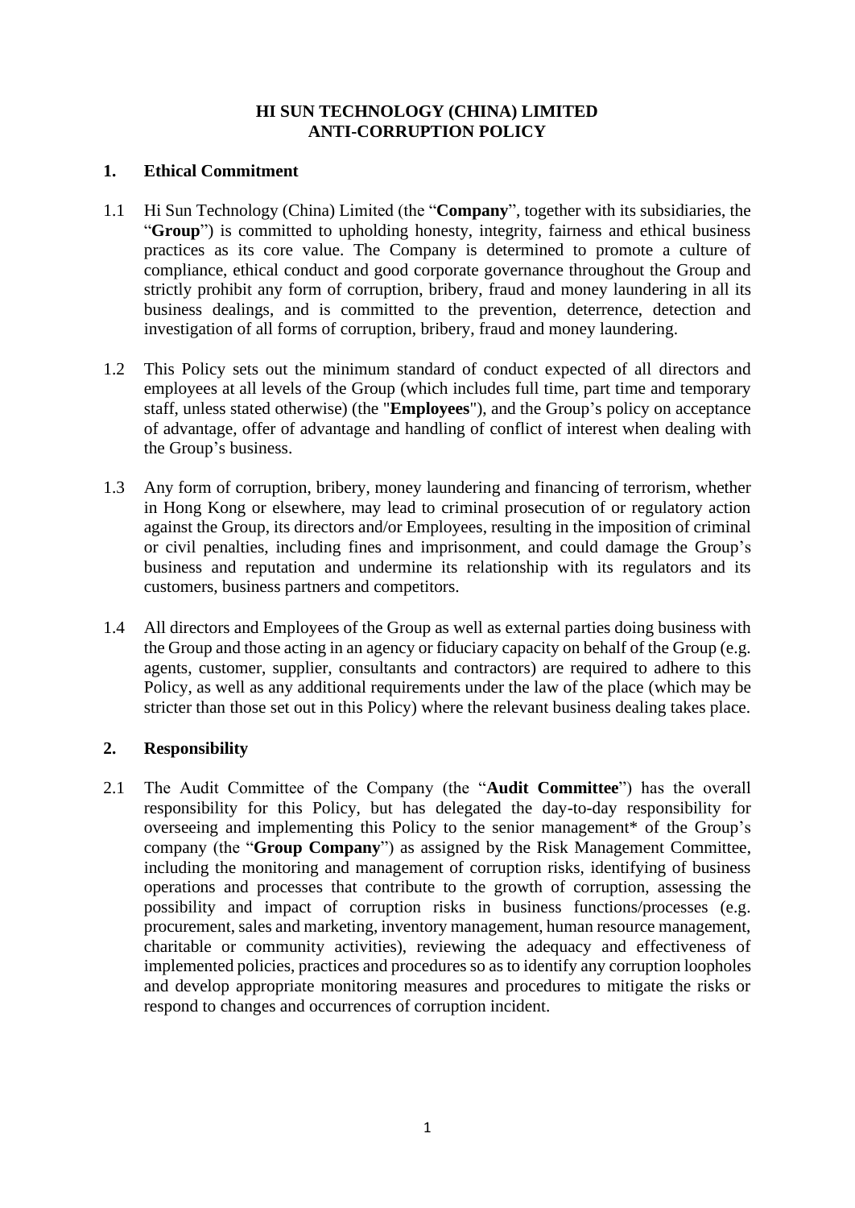# HI SUN TECHNOLOGY (CHINA) LIMITED
# ANTI-CORRUPTION POLICY

## 1. Ethical Commitment

1.1 Hi Sun Technology (China) Limited (the "**Company**", together with its subsidiaries, the "**Group**") is committed to upholding honesty, integrity, fairness and ethical business practices as its core value. The Company is determined to promote a culture of compliance, ethical conduct and good corporate governance throughout the Group and strictly prohibit any form of corruption, bribery, fraud and money laundering in all its business dealings, and is committed to the prevention, deterrence, detection and investigation of all forms of corruption, bribery, fraud and money laundering.

1.2 This Policy sets out the minimum standard of conduct expected of all directors and employees at all levels of the Group (which includes full time, part time and temporary staff, unless stated otherwise) (the "**Employees**"), and the Group's policy on acceptance of advantage, offer of advantage and handling of conflict of interest when dealing with the Group's business.

1.3 Any form of corruption, bribery, money laundering and financing of terrorism, whether in Hong Kong or elsewhere, may lead to criminal prosecution of or regulatory action against the Group, its directors and/or Employees, resulting in the imposition of criminal or civil penalties, including fines and imprisonment, and could damage the Group's business and reputation and undermine its relationship with its regulators and its customers, business partners and competitors.

1.4 All directors and Employees of the Group as well as external parties doing business with the Group and those acting in an agency or fiduciary capacity on behalf of the Group (e.g. agents, customer, supplier, consultants and contractors) are required to adhere to this Policy, as well as any additional requirements under the law of the place (which may be stricter than those set out in this Policy) where the relevant business dealing takes place.

## 2. Responsibility

2.1 The Audit Committee of the Company (the "**Audit Committee**") has the overall responsibility for this Policy, but has delegated the day-to-day responsibility for overseeing and implementing this Policy to the senior management* of the Group's company (the "**Group Company**") as assigned by the Risk Management Committee, including the monitoring and management of corruption risks, identifying of business operations and processes that contribute to the growth of corruption, assessing the possibility and impact of corruption risks in business functions/processes (e.g. procurement, sales and marketing, inventory management, human resource management, charitable or community activities), reviewing the adequacy and effectiveness of implemented policies, practices and procedures so as to identify any corruption loopholes and develop appropriate monitoring measures and procedures to mitigate the risks or respond to changes and occurrences of corruption incident.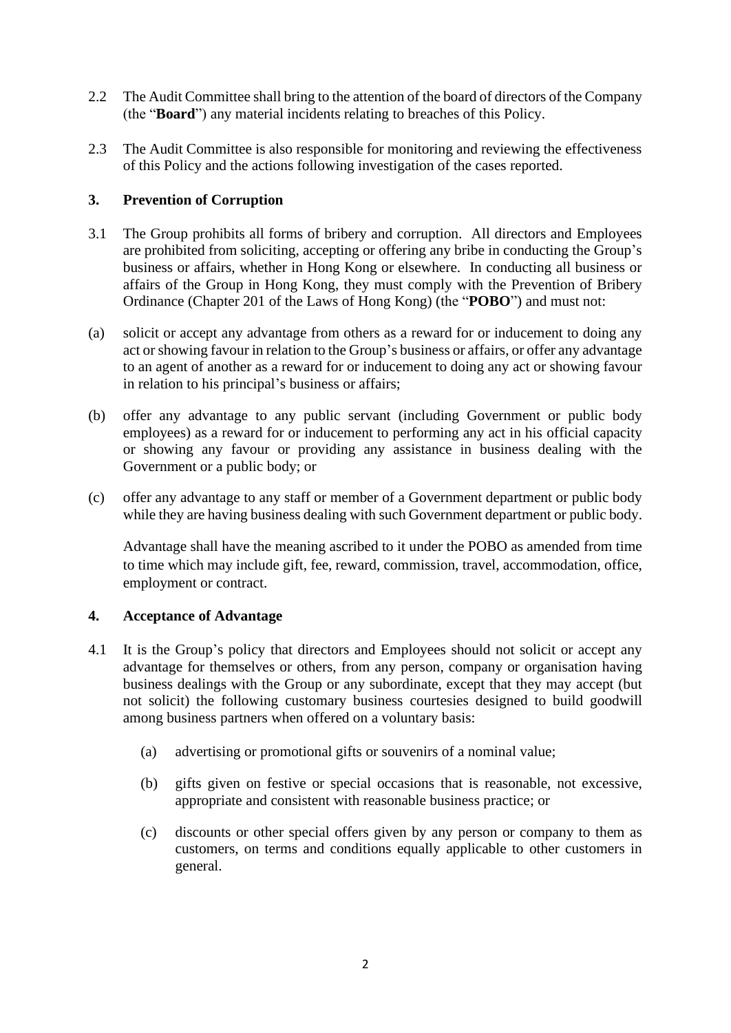2.2 The Audit Committee shall bring to the attention of the board of directors of the Company (the "**Board**") any material incidents relating to breaches of this Policy.

2.3 The Audit Committee is also responsible for monitoring and reviewing the effectiveness of this Policy and the actions following investigation of the cases reported.

## 3. Prevention of Corruption

3.1 The Group prohibits all forms of bribery and corruption. All directors and Employees are prohibited from soliciting, accepting or offering any bribe in conducting the Group's business or affairs, whether in Hong Kong or elsewhere. In conducting all business or affairs of the Group in Hong Kong, they must comply with the Prevention of Bribery Ordinance (Chapter 201 of the Laws of Hong Kong) (the "**POBO**") and must not:

(a) solicit or accept any advantage from others as a reward for or inducement to doing any act or showing favour in relation to the Group's business or affairs, or offer any advantage to an agent of another as a reward for or inducement to doing any act or showing favour in relation to his principal's business or affairs;

(b) offer any advantage to any public servant (including Government or public body employees) as a reward for or inducement to performing any act in his official capacity or showing any favour or providing any assistance in business dealing with the Government or a public body; or

(c) offer any advantage to any staff or member of a Government department or public body while they are having business dealing with such Government department or public body.

Advantage shall have the meaning ascribed to it under the POBO as amended from time to time which may include gift, fee, reward, commission, travel, accommodation, office, employment or contract.

## 4. Acceptance of Advantage

4.1 It is the Group's policy that directors and Employees should not solicit or accept any advantage for themselves or others, from any person, company or organisation having business dealings with the Group or any subordinate, except that they may accept (but not solicit) the following customary business courtesies designed to build goodwill among business partners when offered on a voluntary basis:

(a) advertising or promotional gifts or souvenirs of a nominal value;

(b) gifts given on festive or special occasions that is reasonable, not excessive, appropriate and consistent with reasonable business practice; or

(c) discounts or other special offers given by any person or company to them as customers, on terms and conditions equally applicable to other customers in general.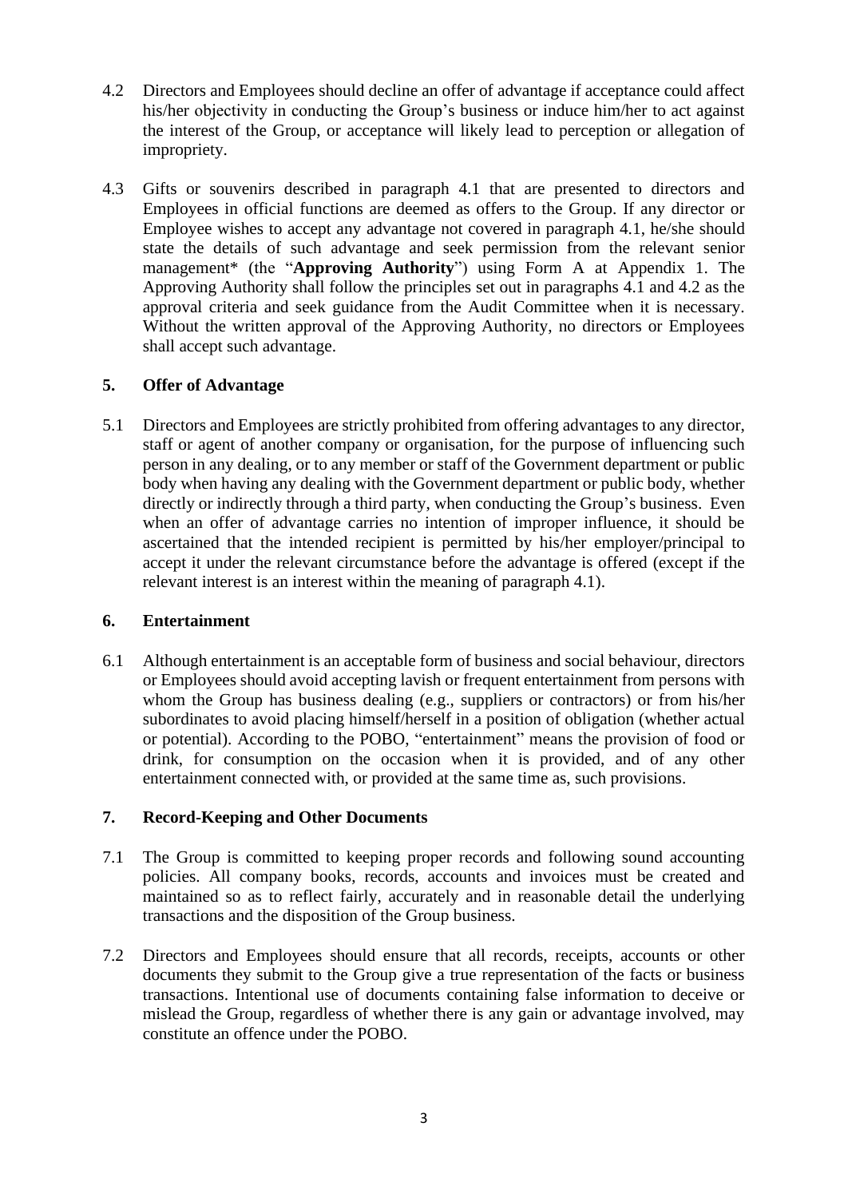4.2 Directors and Employees should decline an offer of advantage if acceptance could affect his/her objectivity in conducting the Group's business or induce him/her to act against the interest of the Group, or acceptance will likely lead to perception or allegation of impropriety.

4.3 Gifts or souvenirs described in paragraph 4.1 that are presented to directors and Employees in official functions are deemed as offers to the Group. If any director or Employee wishes to accept any advantage not covered in paragraph 4.1, he/she should state the details of such advantage and seek permission from the relevant senior management* (the "**Approving Authority**") using Form A at Appendix 1. The Approving Authority shall follow the principles set out in paragraphs 4.1 and 4.2 as the approval criteria and seek guidance from the Audit Committee when it is necessary. Without the written approval of the Approving Authority, no directors or Employees shall accept such advantage.

## 5. Offer of Advantage

5.1 Directors and Employees are strictly prohibited from offering advantages to any director, staff or agent of another company or organisation, for the purpose of influencing such person in any dealing, or to any member or staff of the Government department or public body when having any dealing with the Government department or public body, whether directly or indirectly through a third party, when conducting the Group's business. Even when an offer of advantage carries no intention of improper influence, it should be ascertained that the intended recipient is permitted by his/her employer/principal to accept it under the relevant circumstance before the advantage is offered (except if the relevant interest is an interest within the meaning of paragraph 4.1).

## 6. Entertainment

6.1 Although entertainment is an acceptable form of business and social behaviour, directors or Employees should avoid accepting lavish or frequent entertainment from persons with whom the Group has business dealing (e.g., suppliers or contractors) or from his/her subordinates to avoid placing himself/herself in a position of obligation (whether actual or potential). According to the POBO, "entertainment" means the provision of food or drink, for consumption on the occasion when it is provided, and of any other entertainment connected with, or provided at the same time as, such provisions.

## 7. Record-Keeping and Other Documents

7.1 The Group is committed to keeping proper records and following sound accounting policies. All company books, records, accounts and invoices must be created and maintained so as to reflect fairly, accurately and in reasonable detail the underlying transactions and the disposition of the Group business.

7.2 Directors and Employees should ensure that all records, receipts, accounts or other documents they submit to the Group give a true representation of the facts or business transactions. Intentional use of documents containing false information to deceive or mislead the Group, regardless of whether there is any gain or advantage involved, may constitute an offence under the POBO.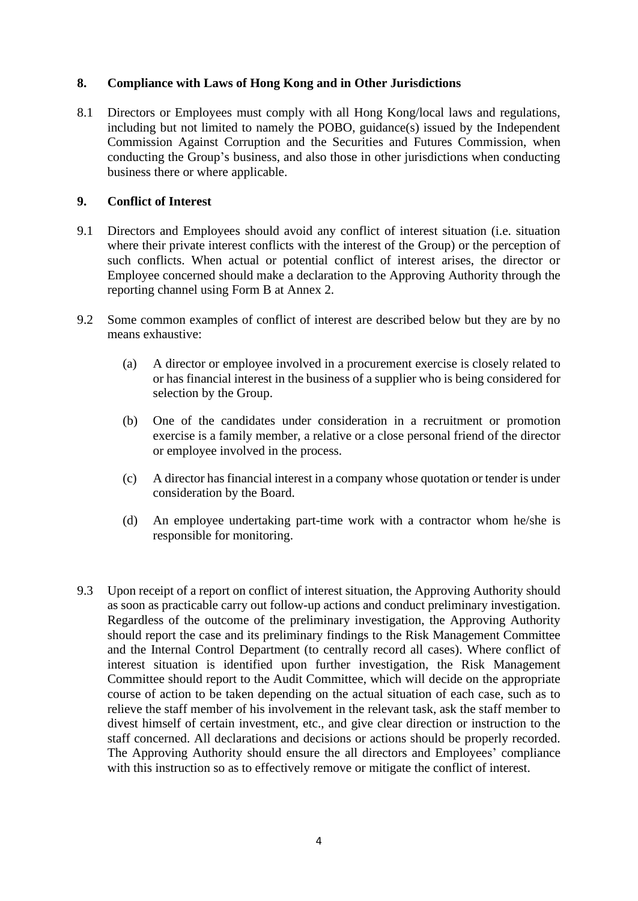## 8. Compliance with Laws of Hong Kong and in Other Jurisdictions

8.1 Directors or Employees must comply with all Hong Kong/local laws and regulations, including but not limited to namely the POBO, guidance(s) issued by the Independent Commission Against Corruption and the Securities and Futures Commission, when conducting the Group's business, and also those in other jurisdictions when conducting business there or where applicable.

## 9. Conflict of Interest

9.1 Directors and Employees should avoid any conflict of interest situation (i.e. situation where their private interest conflicts with the interest of the Group) or the perception of such conflicts. When actual or potential conflict of interest arises, the director or Employee concerned should make a declaration to the Approving Authority through the reporting channel using Form B at Annex 2.

9.2 Some common examples of conflict of interest are described below but they are by no means exhaustive:

(a) A director or employee involved in a procurement exercise is closely related to or has financial interest in the business of a supplier who is being considered for selection by the Group.

(b) One of the candidates under consideration in a recruitment or promotion exercise is a family member, a relative or a close personal friend of the director or employee involved in the process.

(c) A director has financial interest in a company whose quotation or tender is under consideration by the Board.

(d) An employee undertaking part-time work with a contractor whom he/she is responsible for monitoring.

9.3 Upon receipt of a report on conflict of interest situation, the Approving Authority should as soon as practicable carry out follow-up actions and conduct preliminary investigation. Regardless of the outcome of the preliminary investigation, the Approving Authority should report the case and its preliminary findings to the Risk Management Committee and the Internal Control Department (to centrally record all cases). Where conflict of interest situation is identified upon further investigation, the Risk Management Committee should report to the Audit Committee, which will decide on the appropriate course of action to be taken depending on the actual situation of each case, such as to relieve the staff member of his involvement in the relevant task, ask the staff member to divest himself of certain investment, etc., and give clear direction or instruction to the staff concerned. All declarations and decisions or actions should be properly recorded. The Approving Authority should ensure the all directors and Employees' compliance with this instruction so as to effectively remove or mitigate the conflict of interest.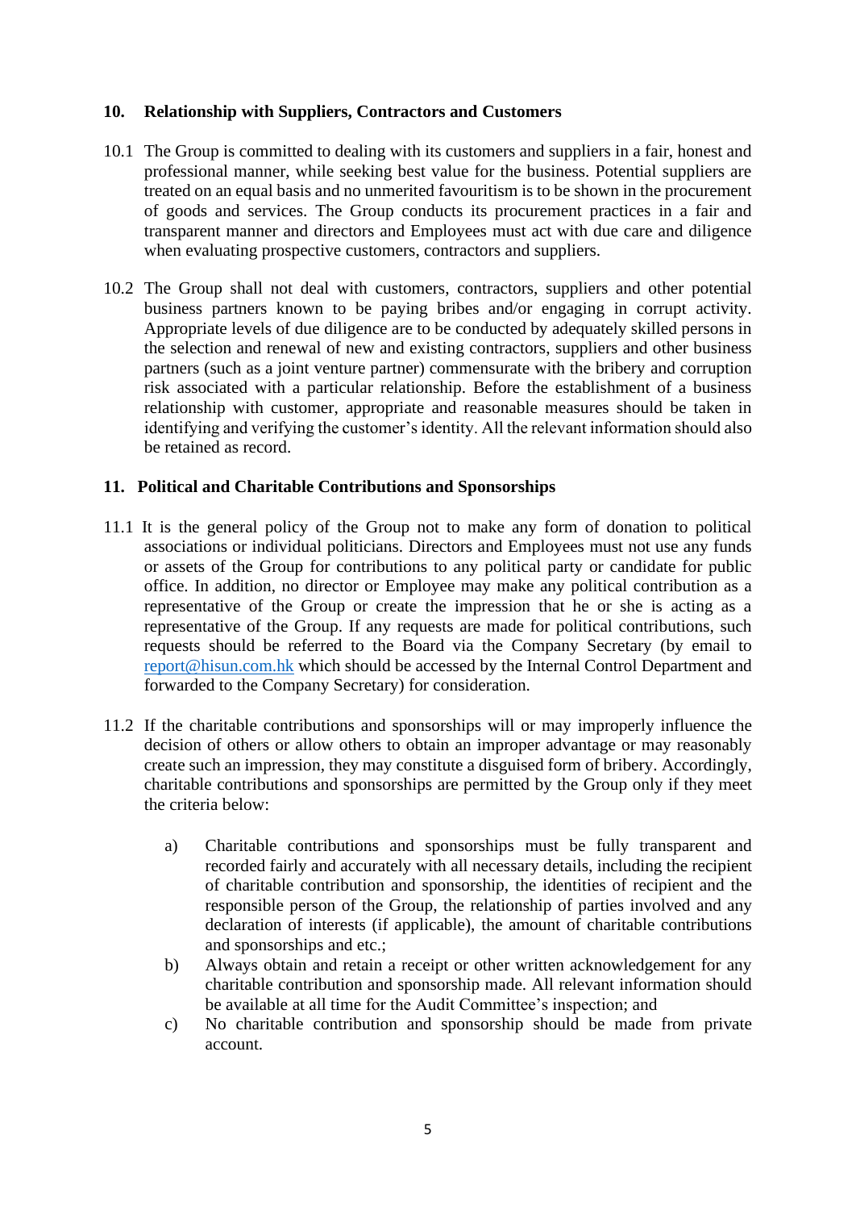## 10. Relationship with Suppliers, Contractors and Customers

10.1 The Group is committed to dealing with its customers and suppliers in a fair, honest and professional manner, while seeking best value for the business. Potential suppliers are treated on an equal basis and no unmerited favouritism is to be shown in the procurement of goods and services. The Group conducts its procurement practices in a fair and transparent manner and directors and Employees must act with due care and diligence when evaluating prospective customers, contractors and suppliers.

10.2 The Group shall not deal with customers, contractors, suppliers and other potential business partners known to be paying bribes and/or engaging in corrupt activity. Appropriate levels of due diligence are to be conducted by adequately skilled persons in the selection and renewal of new and existing contractors, suppliers and other business partners (such as a joint venture partner) commensurate with the bribery and corruption risk associated with a particular relationship. Before the establishment of a business relationship with customer, appropriate and reasonable measures should be taken in identifying and verifying the customer's identity. All the relevant information should also be retained as record.

## 11. Political and Charitable Contributions and Sponsorships

11.1 It is the general policy of the Group not to make any form of donation to political associations or individual politicians. Directors and Employees must not use any funds or assets of the Group for contributions to any political party or candidate for public office. In addition, no director or Employee may make any political contribution as a representative of the Group or create the impression that he or she is acting as a representative of the Group. If any requests are made for political contributions, such requests should be referred to the Board via the Company Secretary (by email to report@hisun.com.hk which should be accessed by the Internal Control Department and forwarded to the Company Secretary) for consideration.

11.2 If the charitable contributions and sponsorships will or may improperly influence the decision of others or allow others to obtain an improper advantage or may reasonably create such an impression, they may constitute a disguised form of bribery. Accordingly, charitable contributions and sponsorships are permitted by the Group only if they meet the criteria below:

a) Charitable contributions and sponsorships must be fully transparent and recorded fairly and accurately with all necessary details, including the recipient of charitable contribution and sponsorship, the identities of recipient and the responsible person of the Group, the relationship of parties involved and any declaration of interests (if applicable), the amount of charitable contributions and sponsorships and etc.;

b) Always obtain and retain a receipt or other written acknowledgement for any charitable contribution and sponsorship made. All relevant information should be available at all time for the Audit Committee's inspection; and

c) No charitable contribution and sponsorship should be made from private account.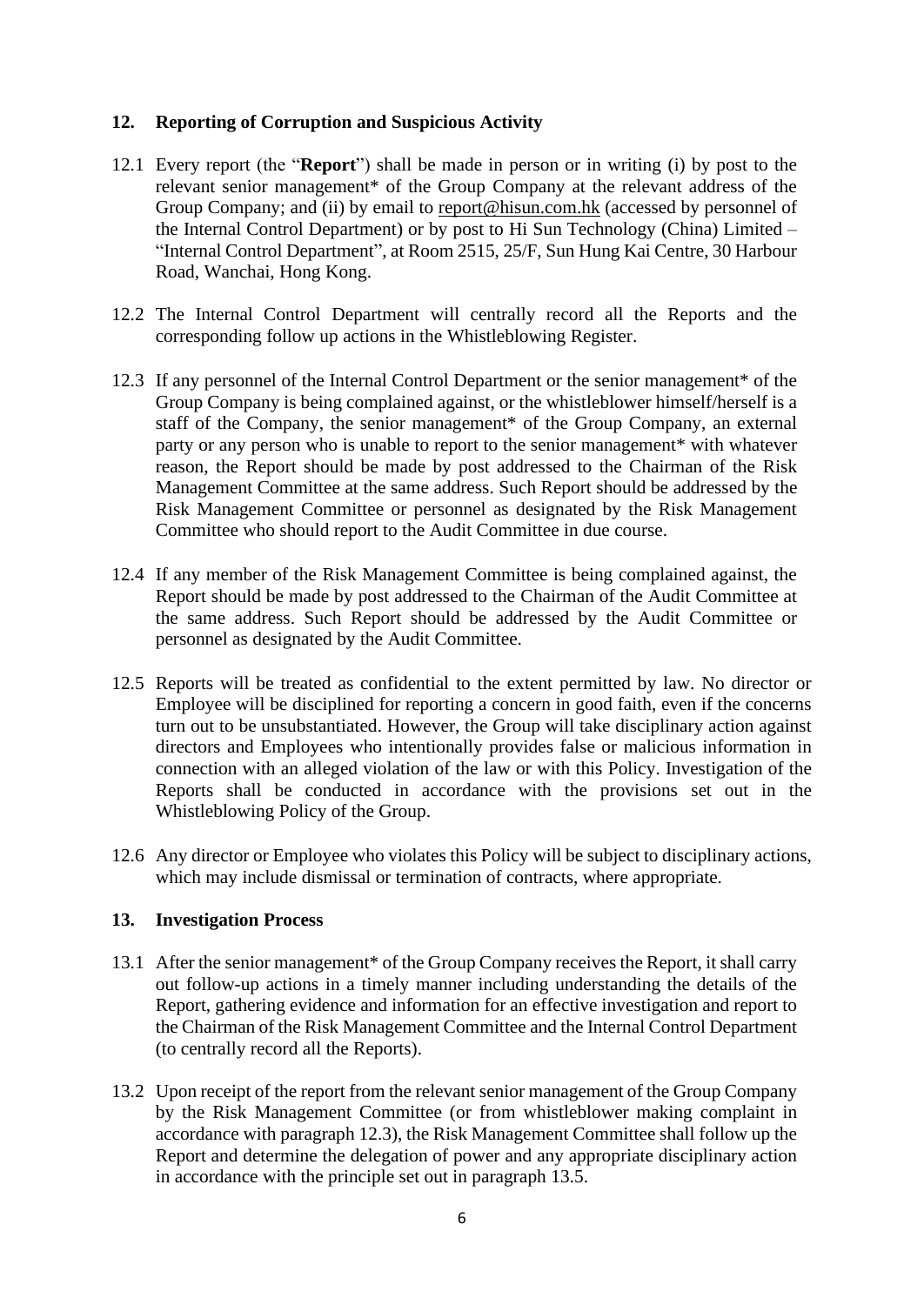## 12. Reporting of Corruption and Suspicious Activity

12.1 Every report (the "**Report**") shall be made in person or in writing (i) by post to the relevant senior management* of the Group Company at the relevant address of the Group Company; and (ii) by email to report@hisun.com.hk (accessed by personnel of the Internal Control Department) or by post to Hi Sun Technology (China) Limited – "Internal Control Department", at Room 2515, 25/F, Sun Hung Kai Centre, 30 Harbour Road, Wanchai, Hong Kong.

12.2 The Internal Control Department will centrally record all the Reports and the corresponding follow up actions in the Whistleblowing Register.

12.3 If any personnel of the Internal Control Department or the senior management* of the Group Company is being complained against, or the whistleblower himself/herself is a staff of the Company, the senior management* of the Group Company, an external party or any person who is unable to report to the senior management* with whatever reason, the Report should be made by post addressed to the Chairman of the Risk Management Committee at the same address. Such Report should be addressed by the Risk Management Committee or personnel as designated by the Risk Management Committee who should report to the Audit Committee in due course.

12.4 If any member of the Risk Management Committee is being complained against, the Report should be made by post addressed to the Chairman of the Audit Committee at the same address. Such Report should be addressed by the Audit Committee or personnel as designated by the Audit Committee.

12.5 Reports will be treated as confidential to the extent permitted by law. No director or Employee will be disciplined for reporting a concern in good faith, even if the concerns turn out to be unsubstantiated. However, the Group will take disciplinary action against directors and Employees who intentionally provides false or malicious information in connection with an alleged violation of the law or with this Policy. Investigation of the Reports shall be conducted in accordance with the provisions set out in the Whistleblowing Policy of the Group.

12.6 Any director or Employee who violates this Policy will be subject to disciplinary actions, which may include dismissal or termination of contracts, where appropriate.

## 13. Investigation Process

13.1 After the senior management* of the Group Company receives the Report, it shall carry out follow-up actions in a timely manner including understanding the details of the Report, gathering evidence and information for an effective investigation and report to the Chairman of the Risk Management Committee and the Internal Control Department (to centrally record all the Reports).

13.2 Upon receipt of the report from the relevant senior management of the Group Company by the Risk Management Committee (or from whistleblower making complaint in accordance with paragraph 12.3), the Risk Management Committee shall follow up the Report and determine the delegation of power and any appropriate disciplinary action in accordance with the principle set out in paragraph 13.5.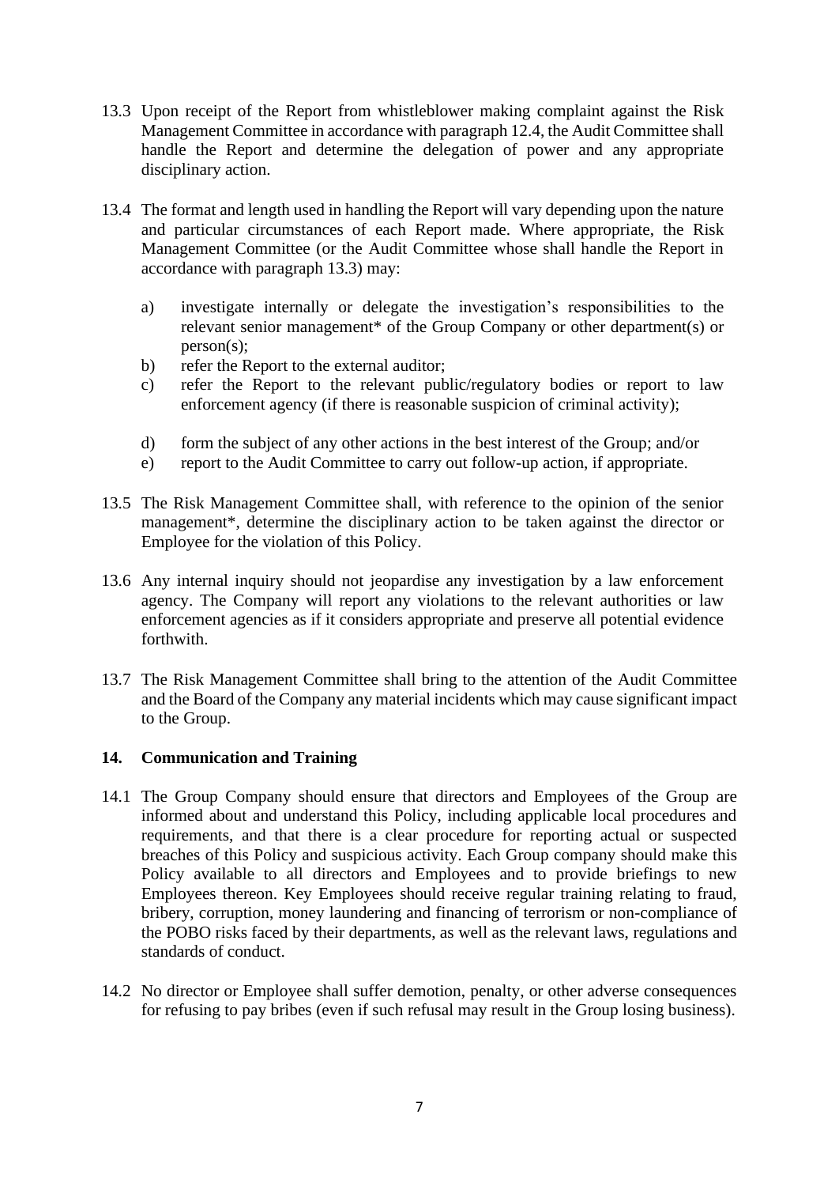13.3 Upon receipt of the Report from whistleblower making complaint against the Risk Management Committee in accordance with paragraph 12.4, the Audit Committee shall handle the Report and determine the delegation of power and any appropriate disciplinary action.

13.4 The format and length used in handling the Report will vary depending upon the nature and particular circumstances of each Report made. Where appropriate, the Risk Management Committee (or the Audit Committee whose shall handle the Report in accordance with paragraph 13.3) may:

a) investigate internally or delegate the investigation's responsibilities to the relevant senior management* of the Group Company or other department(s) or person(s);
b) refer the Report to the external auditor;
c) refer the Report to the relevant public/regulatory bodies or report to law enforcement agency (if there is reasonable suspicion of criminal activity);
d) form the subject of any other actions in the best interest of the Group; and/or
e) report to the Audit Committee to carry out follow-up action, if appropriate.

13.5 The Risk Management Committee shall, with reference to the opinion of the senior management*, determine the disciplinary action to be taken against the director or Employee for the violation of this Policy.

13.6 Any internal inquiry should not jeopardise any investigation by a law enforcement agency. The Company will report any violations to the relevant authorities or law enforcement agencies as if it considers appropriate and preserve all potential evidence forthwith.

13.7 The Risk Management Committee shall bring to the attention of the Audit Committee and the Board of the Company any material incidents which may cause significant impact to the Group.

## 14. Communication and Training

14.1 The Group Company should ensure that directors and Employees of the Group are informed about and understand this Policy, including applicable local procedures and requirements, and that there is a clear procedure for reporting actual or suspected breaches of this Policy and suspicious activity. Each Group company should make this Policy available to all directors and Employees and to provide briefings to new Employees thereon. Key Employees should receive regular training relating to fraud, bribery, corruption, money laundering and financing of terrorism or non-compliance of the POBO risks faced by their departments, as well as the relevant laws, regulations and standards of conduct.

14.2 No director or Employee shall suffer demotion, penalty, or other adverse consequences for refusing to pay bribes (even if such refusal may result in the Group losing business).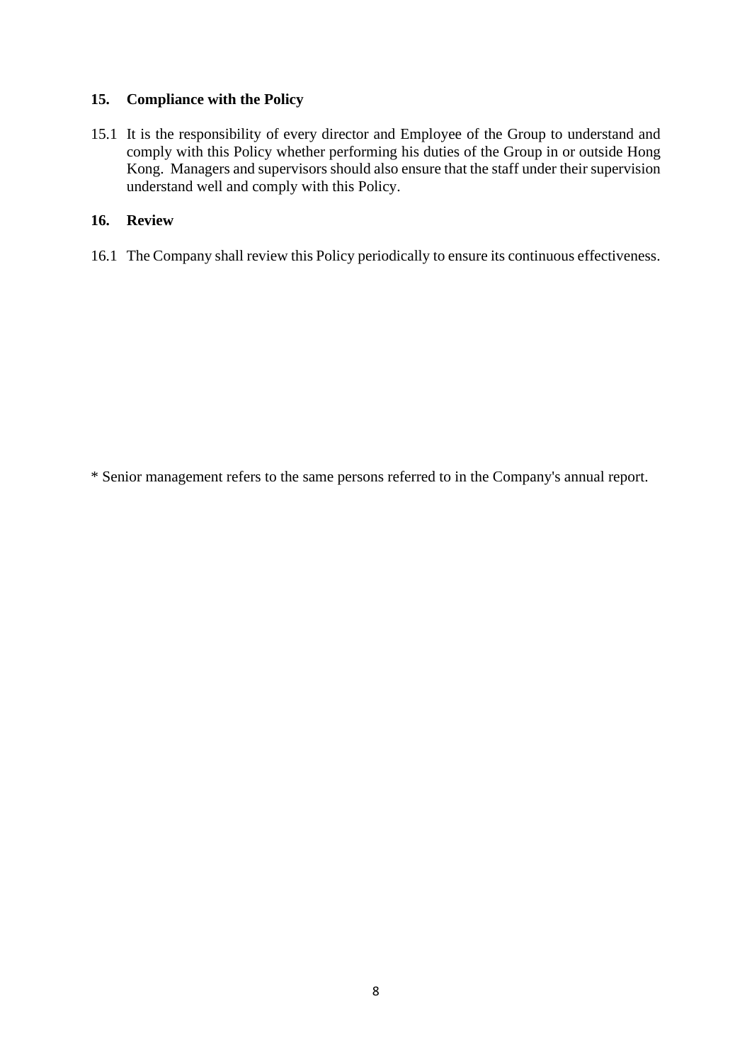## 15. Compliance with the Policy

15.1 It is the responsibility of every director and Employee of the Group to understand and comply with this Policy whether performing his duties of the Group in or outside Hong Kong. Managers and supervisors should also ensure that the staff under their supervision understand well and comply with this Policy.

## 16. Review

16.1 The Company shall review this Policy periodically to ensure its continuous effectiveness.

* Senior management refers to the same persons referred to in the Company's annual report.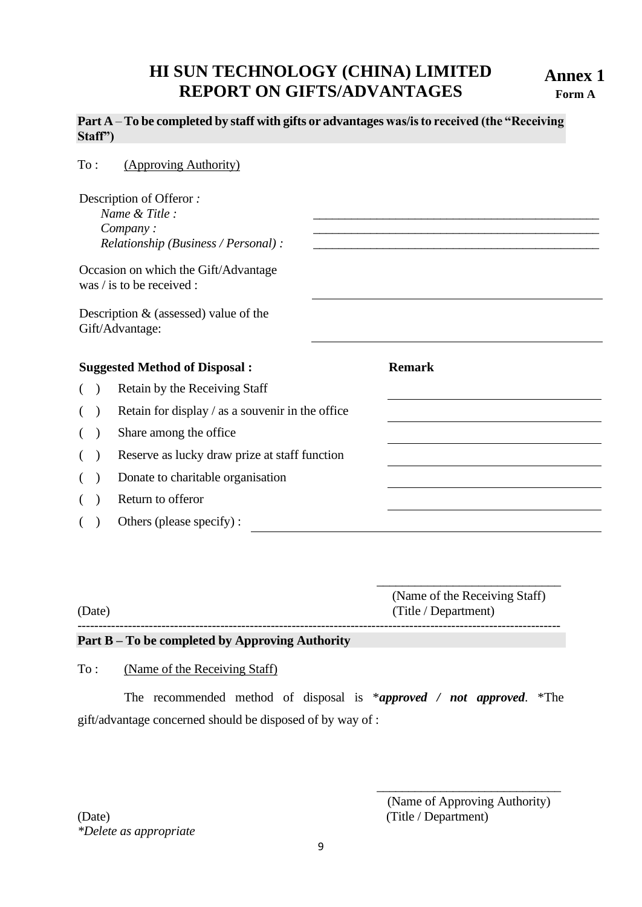# HI SUN TECHNOLOGY (CHINA) LIMITED
# REPORT ON GIFTS/ADVANTAGES

**Annex 1**
**Form A**

**Part A** – **To be completed by staff with gifts or advantages was/is to received (the "Receiving Staff")**

To : (Approving Authority)

Description of Offeror *:*

*Name & Title :* _______________________________________________

*Company :* _______________________________________________

*Relationship (Business / Personal) :* _______________________________________________

Occasion on which the Gift/Advantage was / is to be received : _______________________________________________

Description & (assessed) value of the Gift/Advantage: _______________________________________________

| **Suggested Method of Disposal :** | **Remark** |
|---|---|
| ( ) Retain by the Receiving Staff | ______________________ |
| ( ) Retain for display / as a souvenir in the office | ______________________ |
| ( ) Share among the office | ______________________ |
| ( ) Reserve as lucky draw prize at staff function | ______________________ |
| ( ) Donate to charitable organisation | ______________________ |
| ( ) Return to offeror | ______________________ |

( ) Others (please specify) : _______________________________________________

______________________________
(Name of the Receiving Staff)

(Date) (Title / Department)

---

**Part B – To be completed by Approving Authority**

To : (Name of the Receiving Staff)

The recommended method of disposal is \****approved / not approved***. \*The gift/advantage concerned should be disposed of by way of :

______________________________
(Name of Approving Authority)

(Date) (Title / Department)

*\*Delete as appropriate*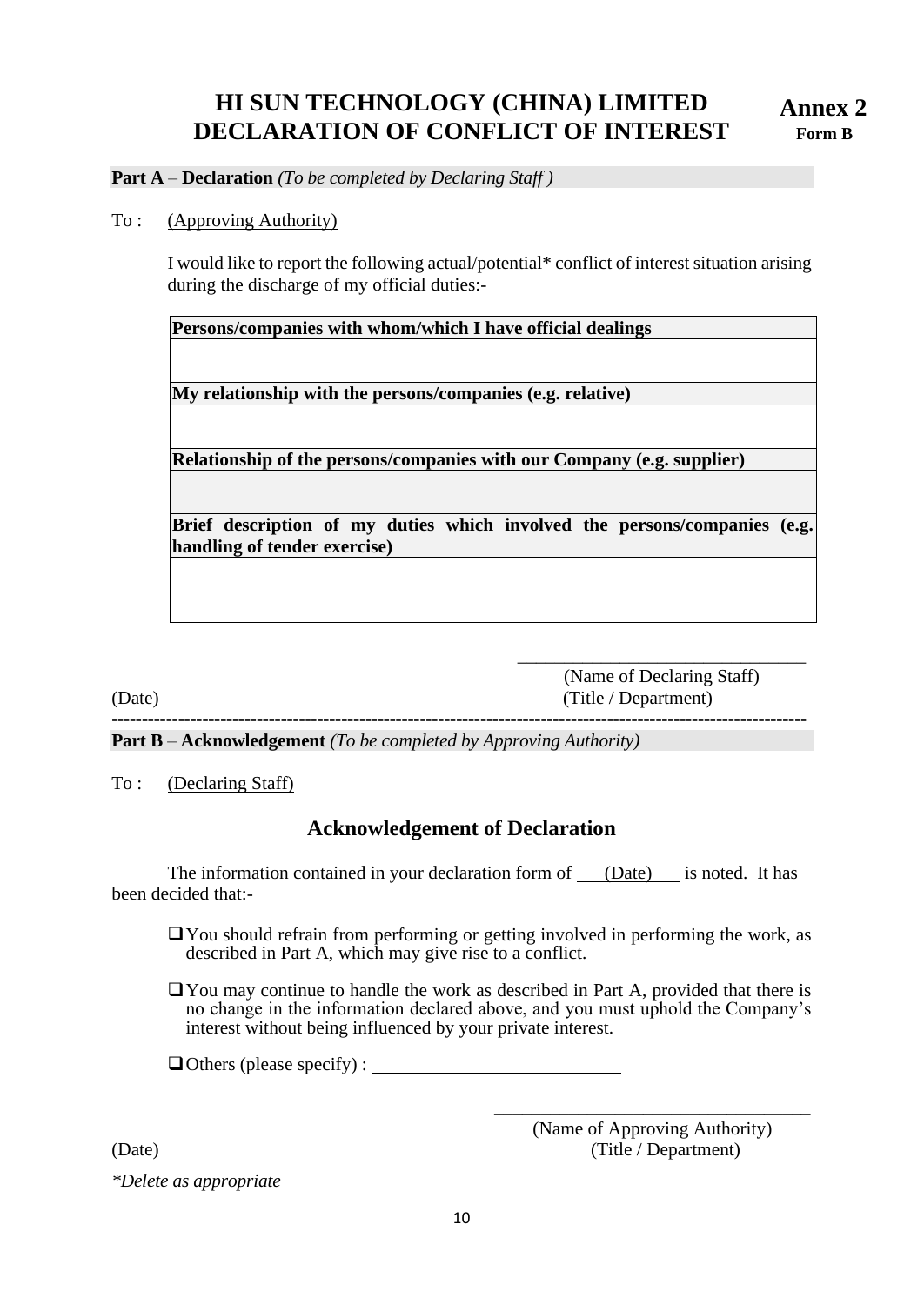# HI SUN TECHNOLOGY (CHINA) LIMITED
# DECLARATION OF CONFLICT OF INTEREST

**Annex 2**
**Form B**

**Part A** – **Declaration** *(To be completed by Declaring Staff )*

To : (Approving Authority)

I would like to report the following actual/potential* conflict of interest situation arising during the discharge of my official duties:-

| |
|---|
| **Persons/companies with whom/which I have official dealings** |
| |
| **My relationship with the persons/companies (e.g. relative)** |
| |
| **Relationship of the persons/companies with our Company (e.g. supplier)** |
| |
| **Brief description of my duties which involved the persons/companies (e.g. handling of tender exercise)** |
| |

\_\_\_\_\_\_\_\_\_\_\_\_\_\_\_\_\_\_\_\_\_\_\_\_\_\_\_\_\_\_
(Name of Declaring Staff)
(Date) (Title / Department)

---

**Part B** – **Acknowledgement** *(To be completed by Approving Authority)*

To : (Declaring Staff)

## Acknowledgement of Declaration

The information contained in your declaration form of (Date) is noted. It has been decided that:-

- ❑ You should refrain from performing or getting involved in performing the work, as described in Part A, which may give rise to a conflict.
- ❑ You may continue to handle the work as described in Part A, provided that there is no change in the information declared above, and you must uphold the Company's interest without being influenced by your private interest.
- ❑ Others (please specify) : \_\_\_\_\_\_\_\_\_\_\_\_\_\_\_\_\_\_\_\_\_\_\_\_\_\_

\_\_\_\_\_\_\_\_\_\_\_\_\_\_\_\_\_\_\_\_\_\_\_\_\_\_\_\_\_\_\_\_\_\_
(Name of Approving Authority)
(Date) (Title / Department)

*\*Delete as appropriate*